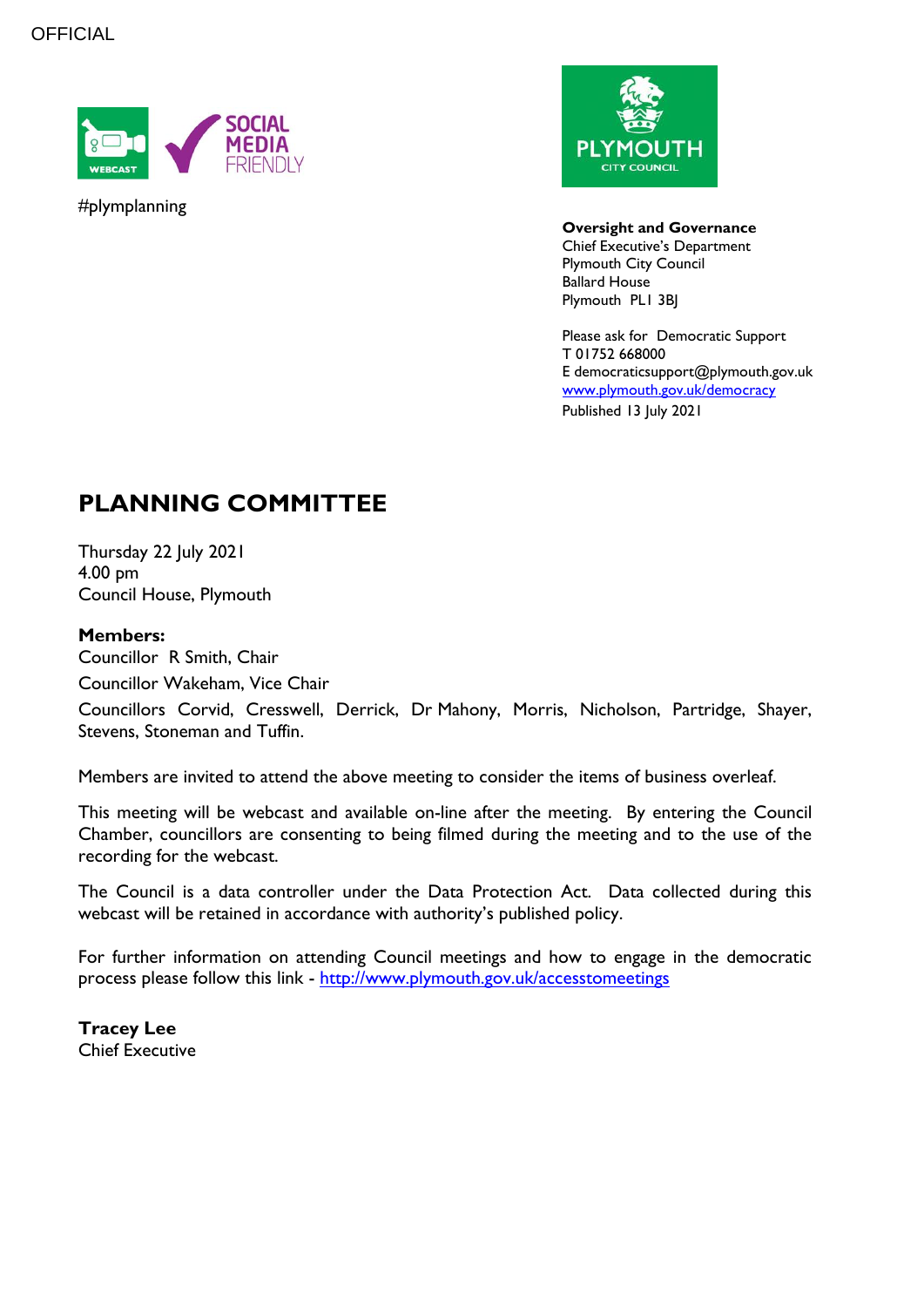OFFICIAL

#plymplanning

**Oversight and Governance**
Chief Executive's Department
Plymouth City Council
Ballard House
Plymouth PL1 3BJ

Please ask for Democratic Support
T 01752 668000
E democraticsupport@plymouth.gov.uk
www.plymouth.gov.uk/democracy
Published 13 July 2021

# PLANNING COMMITTEE

Thursday 22 July 2021
4.00 pm
Council House, Plymouth

**Members:**

Councillor R Smith, Chair

Councillor Wakeham, Vice Chair

Councillors Corvid, Cresswell, Derrick, Dr Mahony, Morris, Nicholson, Partridge, Shayer, Stevens, Stoneman and Tuffin.

Members are invited to attend the above meeting to consider the items of business overleaf.

This meeting will be webcast and available on-line after the meeting. By entering the Council Chamber, councillors are consenting to being filmed during the meeting and to the use of the recording for the webcast.

The Council is a data controller under the Data Protection Act. Data collected during this webcast will be retained in accordance with authority's published policy.

For further information on attending Council meetings and how to engage in the democratic process please follow this link - http://www.plymouth.gov.uk/accesstomeetings

**Tracey Lee**
Chief Executive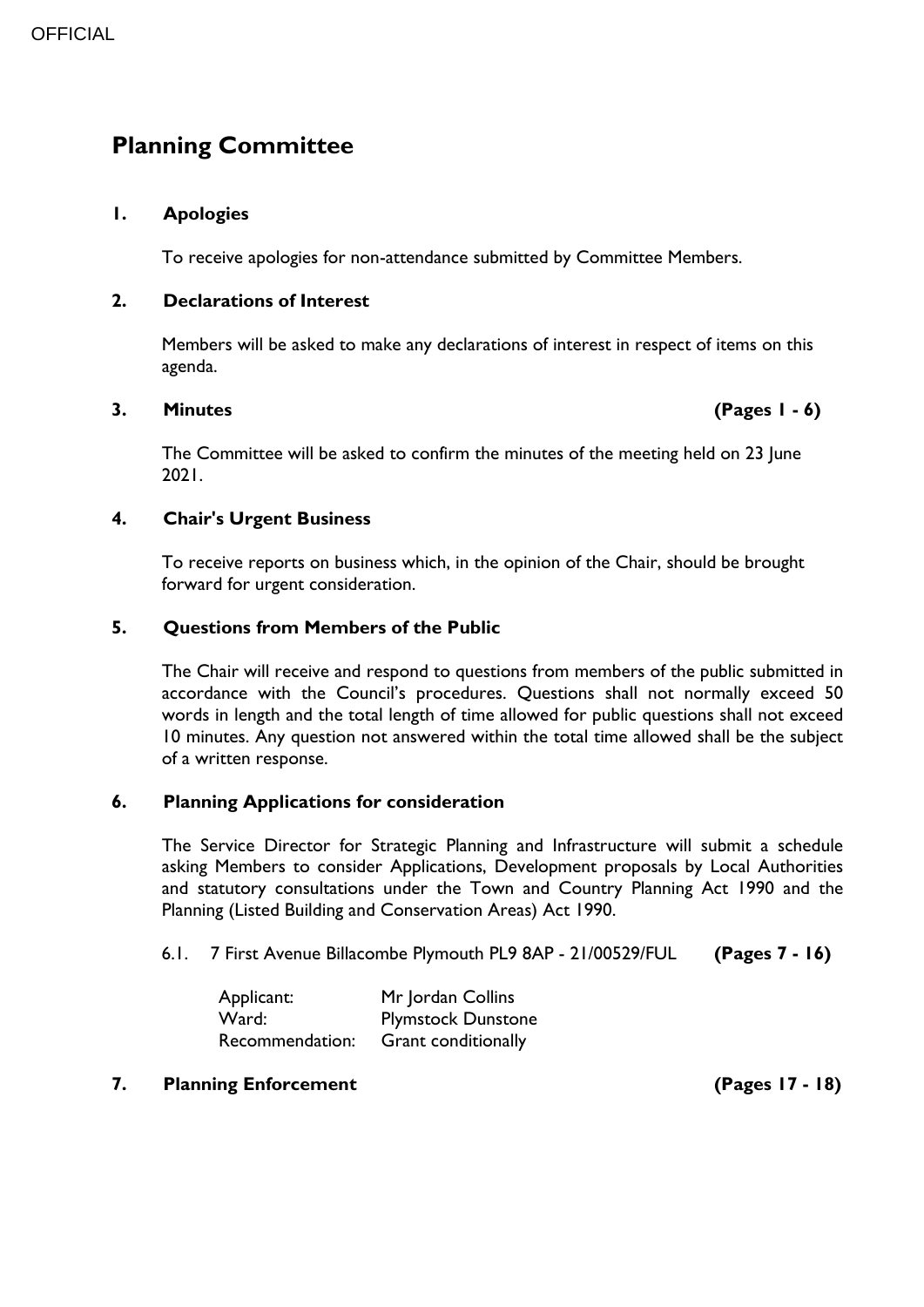# Planning Committee

## 1. Apologies

To receive apologies for non-attendance submitted by Committee Members.

## 2. Declarations of Interest

Members will be asked to make any declarations of interest in respect of items on this agenda.

## 3. Minutes (Pages 1 - 6)

The Committee will be asked to confirm the minutes of the meeting held on 23 June 2021.

## 4. Chair's Urgent Business

To receive reports on business which, in the opinion of the Chair, should be brought forward for urgent consideration.

## 5. Questions from Members of the Public

The Chair will receive and respond to questions from members of the public submitted in accordance with the Council's procedures. Questions shall not normally exceed 50 words in length and the total length of time allowed for public questions shall not exceed 10 minutes. Any question not answered within the total time allowed shall be the subject of a written response.

## 6. Planning Applications for consideration

The Service Director for Strategic Planning and Infrastructure will submit a schedule asking Members to consider Applications, Development proposals by Local Authorities and statutory consultations under the Town and Country Planning Act 1990 and the Planning (Listed Building and Conservation Areas) Act 1990.

6.1. 7 First Avenue Billacombe Plymouth PL9 8AP - 21/00529/FUL **(Pages 7 - 16)**

Applicant: Mr Jordan Collins
Ward: Plymstock Dunstone
Recommendation: Grant conditionally

## 7. Planning Enforcement (Pages 17 - 18)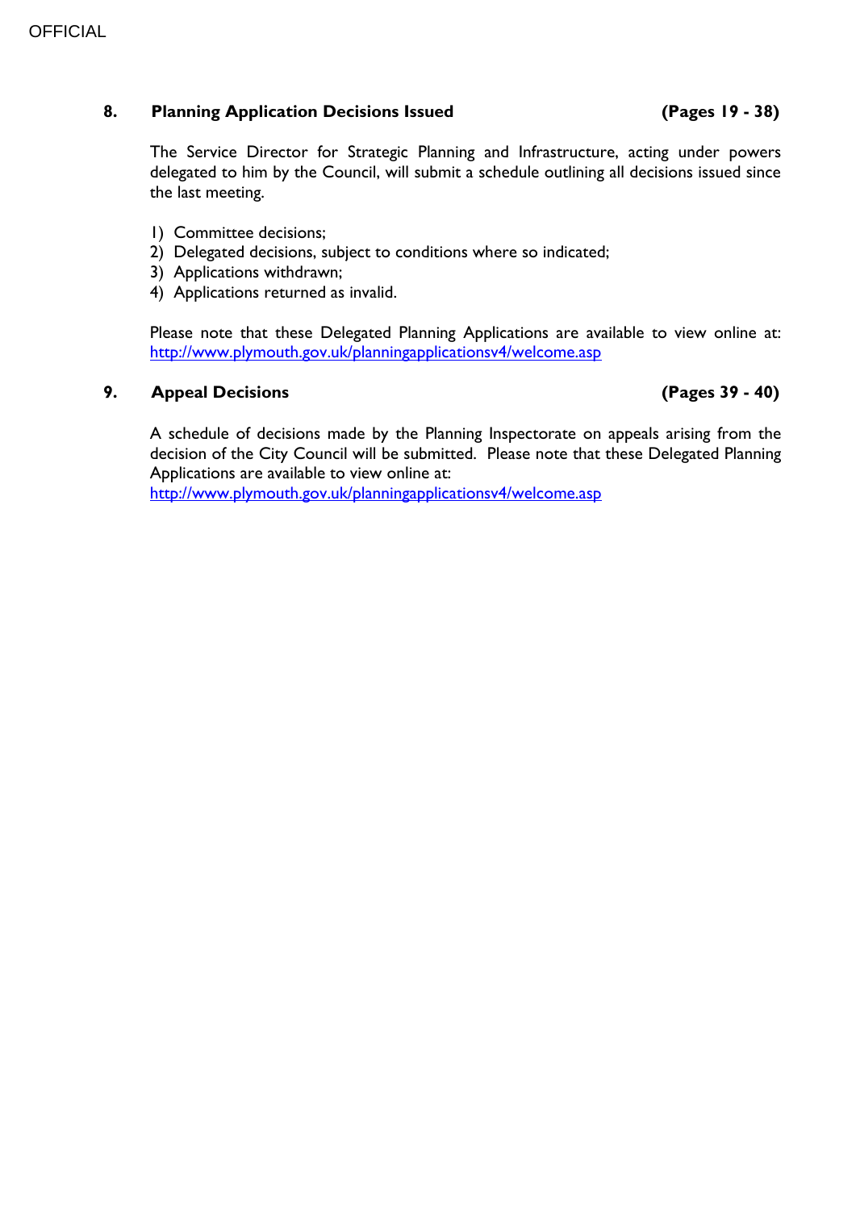## 8. Planning Application Decisions Issued (Pages 19 - 38)

The Service Director for Strategic Planning and Infrastructure, acting under powers delegated to him by the Council, will submit a schedule outlining all decisions issued since the last meeting.

1) Committee decisions;
2) Delegated decisions, subject to conditions where so indicated;
3) Applications withdrawn;
4) Applications returned as invalid.

Please note that these Delegated Planning Applications are available to view online at: http://www.plymouth.gov.uk/planningapplicationsv4/welcome.asp

## 9. Appeal Decisions (Pages 39 - 40)

A schedule of decisions made by the Planning Inspectorate on appeals arising from the decision of the City Council will be submitted. Please note that these Delegated Planning Applications are available to view online at:
http://www.plymouth.gov.uk/planningapplicationsv4/welcome.asp